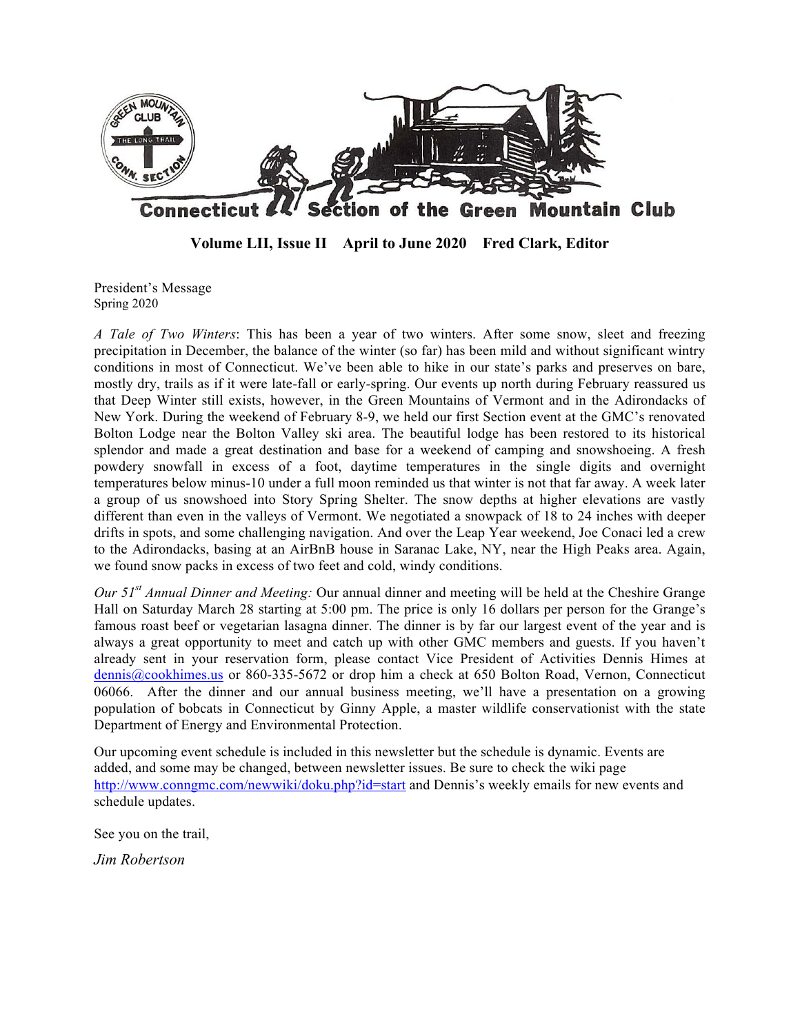# Connecticut Section of the Green Mountain Club

**Volume LII, Issue II April to June 2020 Fred Clark, Editor**

President's Message
Spring 2020

*A Tale of Two Winters*: This has been a year of two winters. After some snow, sleet and freezing precipitation in December, the balance of the winter (so far) has been mild and without significant wintry conditions in most of Connecticut. We've been able to hike in our state's parks and preserves on bare, mostly dry, trails as if it were late-fall or early-spring. Our events up north during February reassured us that Deep Winter still exists, however, in the Green Mountains of Vermont and in the Adirondacks of New York. During the weekend of February 8-9, we held our first Section event at the GMC's renovated Bolton Lodge near the Bolton Valley ski area. The beautiful lodge has been restored to its historical splendor and made a great destination and base for a weekend of camping and snowshoeing. A fresh powdery snowfall in excess of a foot, daytime temperatures in the single digits and overnight temperatures below minus-10 under a full moon reminded us that winter is not that far away. A week later a group of us snowshoed into Story Spring Shelter. The snow depths at higher elevations are vastly different than even in the valleys of Vermont. We negotiated a snowpack of 18 to 24 inches with deeper drifts in spots, and some challenging navigation. And over the Leap Year weekend, Joe Conaci led a crew to the Adirondacks, basing at an AirBnB house in Saranac Lake, NY, near the High Peaks area. Again, we found snow packs in excess of two feet and cold, windy conditions.

*Our 51st Annual Dinner and Meeting:* Our annual dinner and meeting will be held at the Cheshire Grange Hall on Saturday March 28 starting at 5:00 pm. The price is only 16 dollars per person for the Grange's famous roast beef or vegetarian lasagna dinner. The dinner is by far our largest event of the year and is always a great opportunity to meet and catch up with other GMC members and guests. If you haven't already sent in your reservation form, please contact Vice President of Activities Dennis Himes at dennis@cookhimes.us or 860-335-5672 or drop him a check at 650 Bolton Road, Vernon, Connecticut 06066. After the dinner and our annual business meeting, we'll have a presentation on a growing population of bobcats in Connecticut by Ginny Apple, a master wildlife conservationist with the state Department of Energy and Environmental Protection.

Our upcoming event schedule is included in this newsletter but the schedule is dynamic. Events are added, and some may be changed, between newsletter issues. Be sure to check the wiki page http://www.conngmc.com/newwiki/doku.php?id=start and Dennis's weekly emails for new events and schedule updates.

See you on the trail,

*Jim Robertson*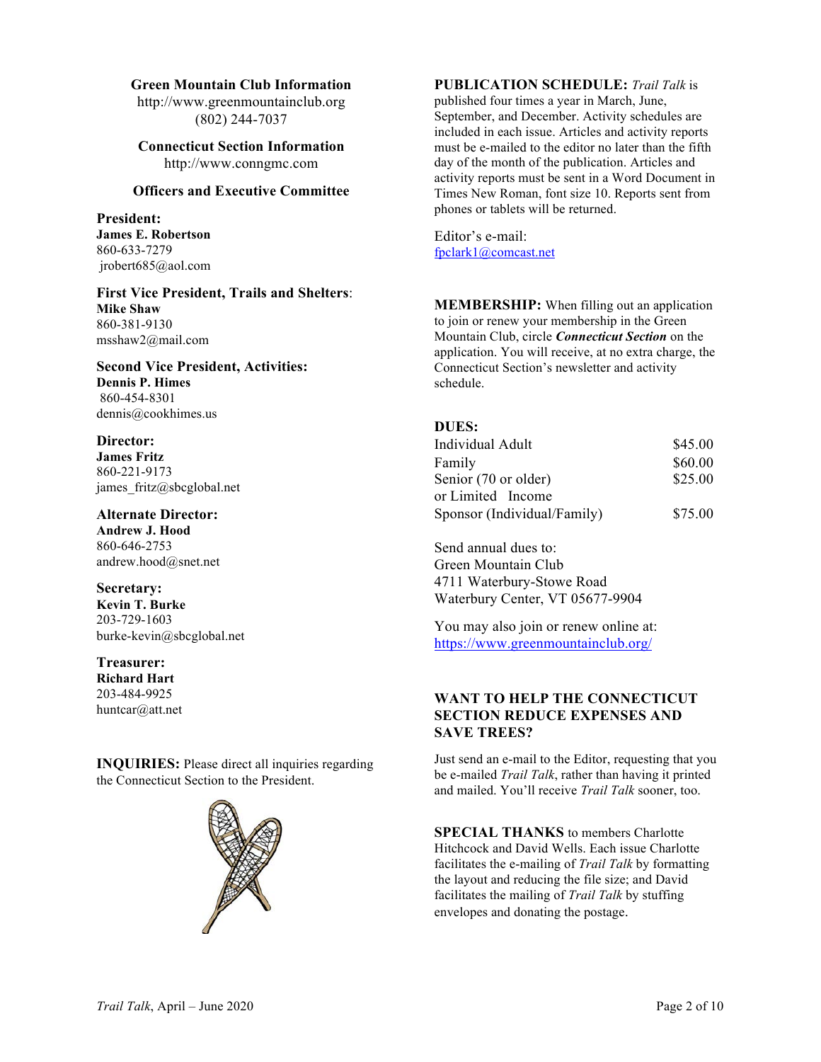## Green Mountain Club Information

http://www.greenmountainclub.org
(802) 244-7037

## Connecticut Section Information

http://www.conngmc.com

## Officers and Executive Committee

**President:**
**James E. Robertson**
860-633-7279
jrobert685@aol.com

**First Vice President, Trails and Shelters**:
**Mike Shaw**
860-381-9130
msshaw2@mail.com

**Second Vice President, Activities:**
**Dennis P. Himes**
860-454-8301
dennis@cookhimes.us

**Director:**
**James Fritz**
860-221-9173
james_fritz@sbcglobal.net

**Alternate Director:**
**Andrew J. Hood**
860-646-2753
andrew.hood@snet.net

**Secretary:**
**Kevin T. Burke**
203-729-1603
burke-kevin@sbcglobal.net

**Treasurer:**
**Richard Hart**
203-484-9925
huntcar@att.net

**INQUIRIES:** Please direct all inquiries regarding the Connecticut Section to the President.

**PUBLICATION SCHEDULE:** *Trail Talk* is published four times a year in March, June, September, and December. Activity schedules are included in each issue. Articles and activity reports must be e-mailed to the editor no later than the fifth day of the month of the publication. Articles and activity reports must be sent in a Word Document in Times New Roman, font size 10. Reports sent from phones or tablets will be returned.

Editor's e-mail:
fpclark1@comcast.net

**MEMBERSHIP:** When filling out an application to join or renew your membership in the Green Mountain Club, circle ***Connecticut Section*** on the application. You will receive, at no extra charge, the Connecticut Section's newsletter and activity schedule.

**DUES:**

| | |
|---|---|
| Individual Adult | $45.00 |
| Family | $60.00 |
| Senior (70 or older) or Limited Income | $25.00 |
| Sponsor (Individual/Family) | $75.00 |

Send annual dues to:
Green Mountain Club
4711 Waterbury-Stowe Road
Waterbury Center, VT 05677-9904

You may also join or renew online at:
https://www.greenmountainclub.org/

**WANT TO HELP THE CONNECTICUT SECTION REDUCE EXPENSES AND SAVE TREES?**

Just send an e-mail to the Editor, requesting that you be e-mailed *Trail Talk*, rather than having it printed and mailed. You'll receive *Trail Talk* sooner, too.

**SPECIAL THANKS** to members Charlotte Hitchcock and David Wells. Each issue Charlotte facilitates the e-mailing of *Trail Talk* by formatting the layout and reducing the file size; and David facilitates the mailing of *Trail Talk* by stuffing envelopes and donating the postage.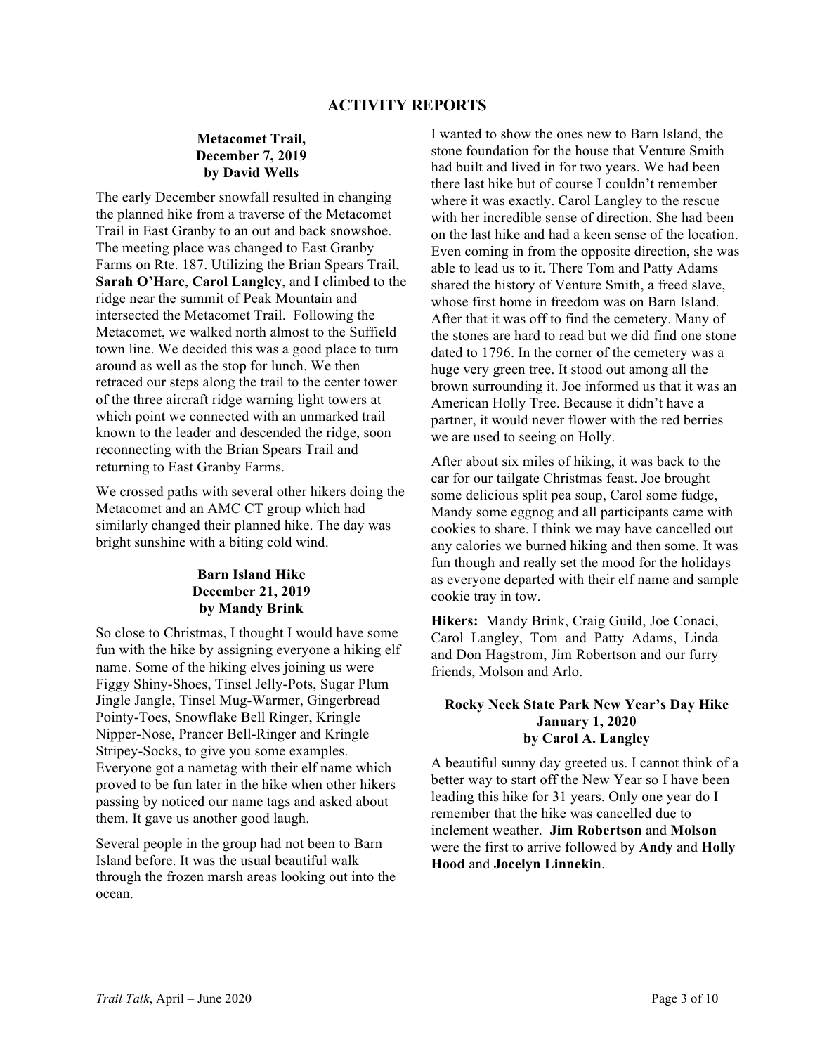## ACTIVITY REPORTS

### Metacomet Trail, December 7, 2019 by David Wells

The early December snowfall resulted in changing the planned hike from a traverse of the Metacomet Trail in East Granby to an out and back snowshoe. The meeting place was changed to East Granby Farms on Rte. 187. Utilizing the Brian Spears Trail, **Sarah O'Hare**, **Carol Langley**, and I climbed to the ridge near the summit of Peak Mountain and intersected the Metacomet Trail. Following the Metacomet, we walked north almost to the Suffield town line. We decided this was a good place to turn around as well as the stop for lunch. We then retraced our steps along the trail to the center tower of the three aircraft ridge warning light towers at which point we connected with an unmarked trail known to the leader and descended the ridge, soon reconnecting with the Brian Spears Trail and returning to East Granby Farms.

We crossed paths with several other hikers doing the Metacomet and an AMC CT group which had similarly changed their planned hike. The day was bright sunshine with a biting cold wind.

### Barn Island Hike December 21, 2019 by Mandy Brink

So close to Christmas, I thought I would have some fun with the hike by assigning everyone a hiking elf name. Some of the hiking elves joining us were Figgy Shiny-Shoes, Tinsel Jelly-Pots, Sugar Plum Jingle Jangle, Tinsel Mug-Warmer, Gingerbread Pointy-Toes, Snowflake Bell Ringer, Kringle Nipper-Nose, Prancer Bell-Ringer and Kringle Stripey-Socks, to give you some examples. Everyone got a nametag with their elf name which proved to be fun later in the hike when other hikers passing by noticed our name tags and asked about them. It gave us another good laugh.

Several people in the group had not been to Barn Island before. It was the usual beautiful walk through the frozen marsh areas looking out into the ocean.

I wanted to show the ones new to Barn Island, the stone foundation for the house that Venture Smith had built and lived in for two years. We had been there last hike but of course I couldn't remember where it was exactly. Carol Langley to the rescue with her incredible sense of direction. She had been on the last hike and had a keen sense of the location. Even coming in from the opposite direction, she was able to lead us to it. There Tom and Patty Adams shared the history of Venture Smith, a freed slave, whose first home in freedom was on Barn Island. After that it was off to find the cemetery. Many of the stones are hard to read but we did find one stone dated to 1796. In the corner of the cemetery was a huge very green tree. It stood out among all the brown surrounding it. Joe informed us that it was an American Holly Tree. Because it didn't have a partner, it would never flower with the red berries we are used to seeing on Holly.

After about six miles of hiking, it was back to the car for our tailgate Christmas feast. Joe brought some delicious split pea soup, Carol some fudge, Mandy some eggnog and all participants came with cookies to share. I think we may have cancelled out any calories we burned hiking and then some. It was fun though and really set the mood for the holidays as everyone departed with their elf name and sample cookie tray in tow.

**Hikers:** Mandy Brink, Craig Guild, Joe Conaci, Carol Langley, Tom and Patty Adams, Linda and Don Hagstrom, Jim Robertson and our furry friends, Molson and Arlo.

### Rocky Neck State Park New Year's Day Hike January 1, 2020 by Carol A. Langley

A beautiful sunny day greeted us. I cannot think of a better way to start off the New Year so I have been leading this hike for 31 years. Only one year do I remember that the hike was cancelled due to inclement weather. **Jim Robertson** and **Molson** were the first to arrive followed by **Andy** and **Holly Hood** and **Jocelyn Linnekin**.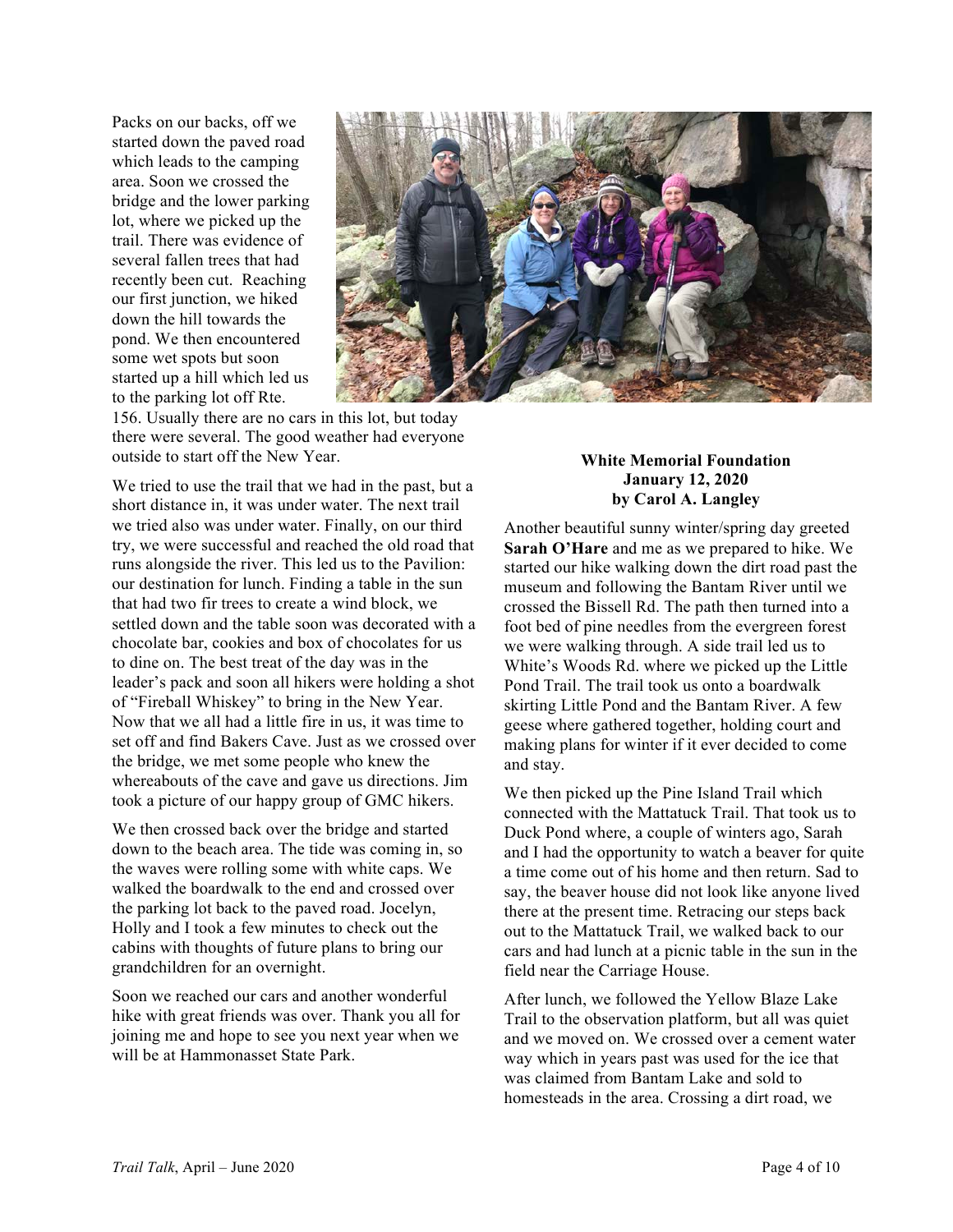Packs on our backs, off we started down the paved road which leads to the camping area. Soon we crossed the bridge and the lower parking lot, where we picked up the trail. There was evidence of several fallen trees that had recently been cut. Reaching our first junction, we hiked down the hill towards the pond. We then encountered some wet spots but soon started up a hill which led us to the parking lot off Rte. 156. Usually there are no cars in this lot, but today there were several. The good weather had everyone outside to start off the New Year.

We tried to use the trail that we had in the past, but a short distance in, it was under water. The next trail we tried also was under water. Finally, on our third try, we were successful and reached the old road that runs alongside the river. This led us to the Pavilion: our destination for lunch. Finding a table in the sun that had two fir trees to create a wind block, we settled down and the table soon was decorated with a chocolate bar, cookies and box of chocolates for us to dine on. The best treat of the day was in the leader's pack and soon all hikers were holding a shot of "Fireball Whiskey" to bring in the New Year. Now that we all had a little fire in us, it was time to set off and find Bakers Cave. Just as we crossed over the bridge, we met some people who knew the whereabouts of the cave and gave us directions. Jim took a picture of our happy group of GMC hikers.

We then crossed back over the bridge and started down to the beach area. The tide was coming in, so the waves were rolling some with white caps. We walked the boardwalk to the end and crossed over the parking lot back to the paved road. Jocelyn, Holly and I took a few minutes to check out the cabins with thoughts of future plans to bring our grandchildren for an overnight.

Soon we reached our cars and another wonderful hike with great friends was over. Thank you all for joining me and hope to see you next year when we will be at Hammonasset State Park.

**White Memorial Foundation**
**January 12, 2020**
**by Carol A. Langley**

Another beautiful sunny winter/spring day greeted **Sarah O'Hare** and me as we prepared to hike. We started our hike walking down the dirt road past the museum and following the Bantam River until we crossed the Bissell Rd. The path then turned into a foot bed of pine needles from the evergreen forest we were walking through. A side trail led us to White's Woods Rd. where we picked up the Little Pond Trail. The trail took us onto a boardwalk skirting Little Pond and the Bantam River. A few geese where gathered together, holding court and making plans for winter if it ever decided to come and stay.

We then picked up the Pine Island Trail which connected with the Mattatuck Trail. That took us to Duck Pond where, a couple of winters ago, Sarah and I had the opportunity to watch a beaver for quite a time come out of his home and then return. Sad to say, the beaver house did not look like anyone lived there at the present time. Retracing our steps back out to the Mattatuck Trail, we walked back to our cars and had lunch at a picnic table in the sun in the field near the Carriage House.

After lunch, we followed the Yellow Blaze Lake Trail to the observation platform, but all was quiet and we moved on. We crossed over a cement water way which in years past was used for the ice that was claimed from Bantam Lake and sold to homesteads in the area. Crossing a dirt road, we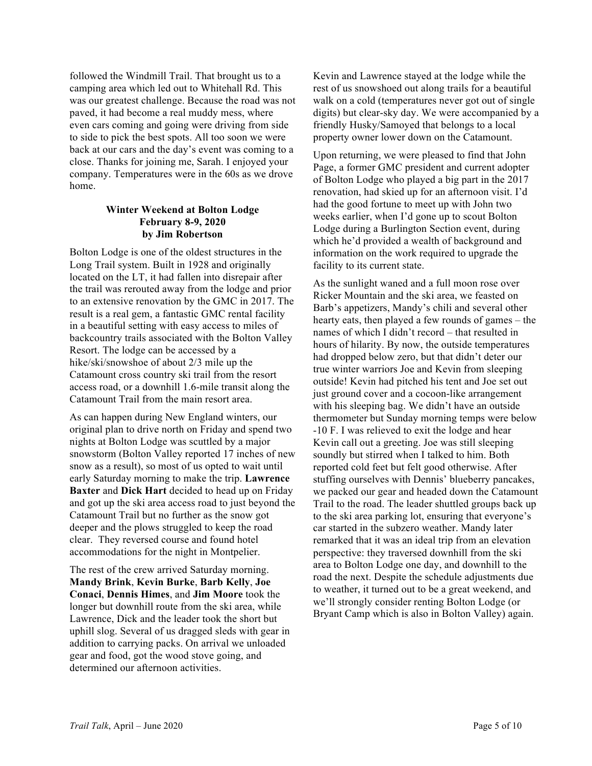followed the Windmill Trail. That brought us to a camping area which led out to Whitehall Rd. This was our greatest challenge. Because the road was not paved, it had become a real muddy mess, where even cars coming and going were driving from side to side to pick the best spots. All too soon we were back at our cars and the day's event was coming to a close. Thanks for joining me, Sarah. I enjoyed your company. Temperatures were in the 60s as we drove home.

### Winter Weekend at Bolton Lodge
**February 8-9, 2020**
**by Jim Robertson**

Bolton Lodge is one of the oldest structures in the Long Trail system. Built in 1928 and originally located on the LT, it had fallen into disrepair after the trail was rerouted away from the lodge and prior to an extensive renovation by the GMC in 2017. The result is a real gem, a fantastic GMC rental facility in a beautiful setting with easy access to miles of backcountry trails associated with the Bolton Valley Resort. The lodge can be accessed by a hike/ski/snowshoe of about 2/3 mile up the Catamount cross country ski trail from the resort access road, or a downhill 1.6-mile transit along the Catamount Trail from the main resort area.

As can happen during New England winters, our original plan to drive north on Friday and spend two nights at Bolton Lodge was scuttled by a major snowstorm (Bolton Valley reported 17 inches of new snow as a result), so most of us opted to wait until early Saturday morning to make the trip. **Lawrence Baxter** and **Dick Hart** decided to head up on Friday and got up the ski area access road to just beyond the Catamount Trail but no further as the snow got deeper and the plows struggled to keep the road clear. They reversed course and found hotel accommodations for the night in Montpelier.

The rest of the crew arrived Saturday morning. **Mandy Brink**, **Kevin Burke**, **Barb Kelly**, **Joe Conaci**, **Dennis Himes**, and **Jim Moore** took the longer but downhill route from the ski area, while Lawrence, Dick and the leader took the short but uphill slog. Several of us dragged sleds with gear in addition to carrying packs. On arrival we unloaded gear and food, got the wood stove going, and determined our afternoon activities.

Kevin and Lawrence stayed at the lodge while the rest of us snowshoed out along trails for a beautiful walk on a cold (temperatures never got out of single digits) but clear-sky day. We were accompanied by a friendly Husky/Samoyed that belongs to a local property owner lower down on the Catamount.

Upon returning, we were pleased to find that John Page, a former GMC president and current adopter of Bolton Lodge who played a big part in the 2017 renovation, had skied up for an afternoon visit. I'd had the good fortune to meet up with John two weeks earlier, when I'd gone up to scout Bolton Lodge during a Burlington Section event, during which he'd provided a wealth of background and information on the work required to upgrade the facility to its current state.

As the sunlight waned and a full moon rose over Ricker Mountain and the ski area, we feasted on Barb's appetizers, Mandy's chili and several other hearty eats, then played a few rounds of games – the names of which I didn't record – that resulted in hours of hilarity. By now, the outside temperatures had dropped below zero, but that didn't deter our true winter warriors Joe and Kevin from sleeping outside! Kevin had pitched his tent and Joe set out just ground cover and a cocoon-like arrangement with his sleeping bag. We didn't have an outside thermometer but Sunday morning temps were below -10 F. I was relieved to exit the lodge and hear Kevin call out a greeting. Joe was still sleeping soundly but stirred when I talked to him. Both reported cold feet but felt good otherwise. After stuffing ourselves with Dennis' blueberry pancakes, we packed our gear and headed down the Catamount Trail to the road. The leader shuttled groups back up to the ski area parking lot, ensuring that everyone's car started in the subzero weather. Mandy later remarked that it was an ideal trip from an elevation perspective: they traversed downhill from the ski area to Bolton Lodge one day, and downhill to the road the next. Despite the schedule adjustments due to weather, it turned out to be a great weekend, and we'll strongly consider renting Bolton Lodge (or Bryant Camp which is also in Bolton Valley) again.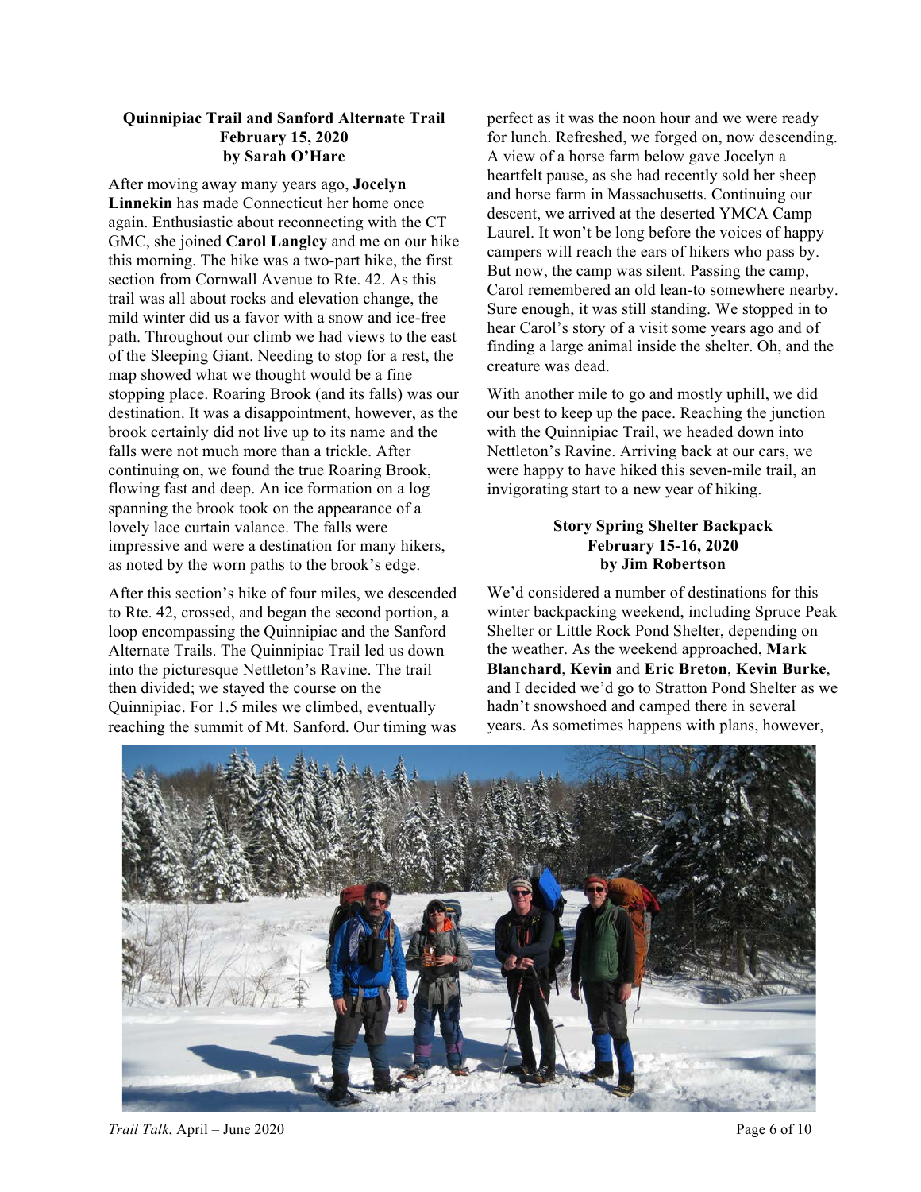**Quinnipiac Trail and Sanford Alternate Trail**
**February 15, 2020**
**by Sarah O'Hare**

After moving away many years ago, **Jocelyn Linnekin** has made Connecticut her home once again. Enthusiastic about reconnecting with the CT GMC, she joined **Carol Langley** and me on our hike this morning. The hike was a two-part hike, the first section from Cornwall Avenue to Rte. 42. As this trail was all about rocks and elevation change, the mild winter did us a favor with a snow and ice-free path. Throughout our climb we had views to the east of the Sleeping Giant. Needing to stop for a rest, the map showed what we thought would be a fine stopping place. Roaring Brook (and its falls) was our destination. It was a disappointment, however, as the brook certainly did not live up to its name and the falls were not much more than a trickle. After continuing on, we found the true Roaring Brook, flowing fast and deep. An ice formation on a log spanning the brook took on the appearance of a lovely lace curtain valance. The falls were impressive and were a destination for many hikers, as noted by the worn paths to the brook's edge.

After this section's hike of four miles, we descended to Rte. 42, crossed, and began the second portion, a loop encompassing the Quinnipiac and the Sanford Alternate Trails. The Quinnipiac Trail led us down into the picturesque Nettleton's Ravine. The trail then divided; we stayed the course on the Quinnipiac. For 1.5 miles we climbed, eventually reaching the summit of Mt. Sanford. Our timing was perfect as it was the noon hour and we were ready for lunch. Refreshed, we forged on, now descending. A view of a horse farm below gave Jocelyn a heartfelt pause, as she had recently sold her sheep and horse farm in Massachusetts. Continuing our descent, we arrived at the deserted YMCA Camp Laurel. It won't be long before the voices of happy campers will reach the ears of hikers who pass by. But now, the camp was silent. Passing the camp, Carol remembered an old lean-to somewhere nearby. Sure enough, it was still standing. We stopped in to hear Carol's story of a visit some years ago and of finding a large animal inside the shelter. Oh, and the creature was dead.

With another mile to go and mostly uphill, we did our best to keep up the pace. Reaching the junction with the Quinnipiac Trail, we headed down into Nettleton's Ravine. Arriving back at our cars, we were happy to have hiked this seven-mile trail, an invigorating start to a new year of hiking.

**Story Spring Shelter Backpack**
**February 15-16, 2020**
**by Jim Robertson**

We'd considered a number of destinations for this winter backpacking weekend, including Spruce Peak Shelter or Little Rock Pond Shelter, depending on the weather. As the weekend approached, **Mark Blanchard**, **Kevin** and **Eric Breton**, **Kevin Burke**, and I decided we'd go to Stratton Pond Shelter as we hadn't snowshoed and camped there in several years. As sometimes happens with plans, however,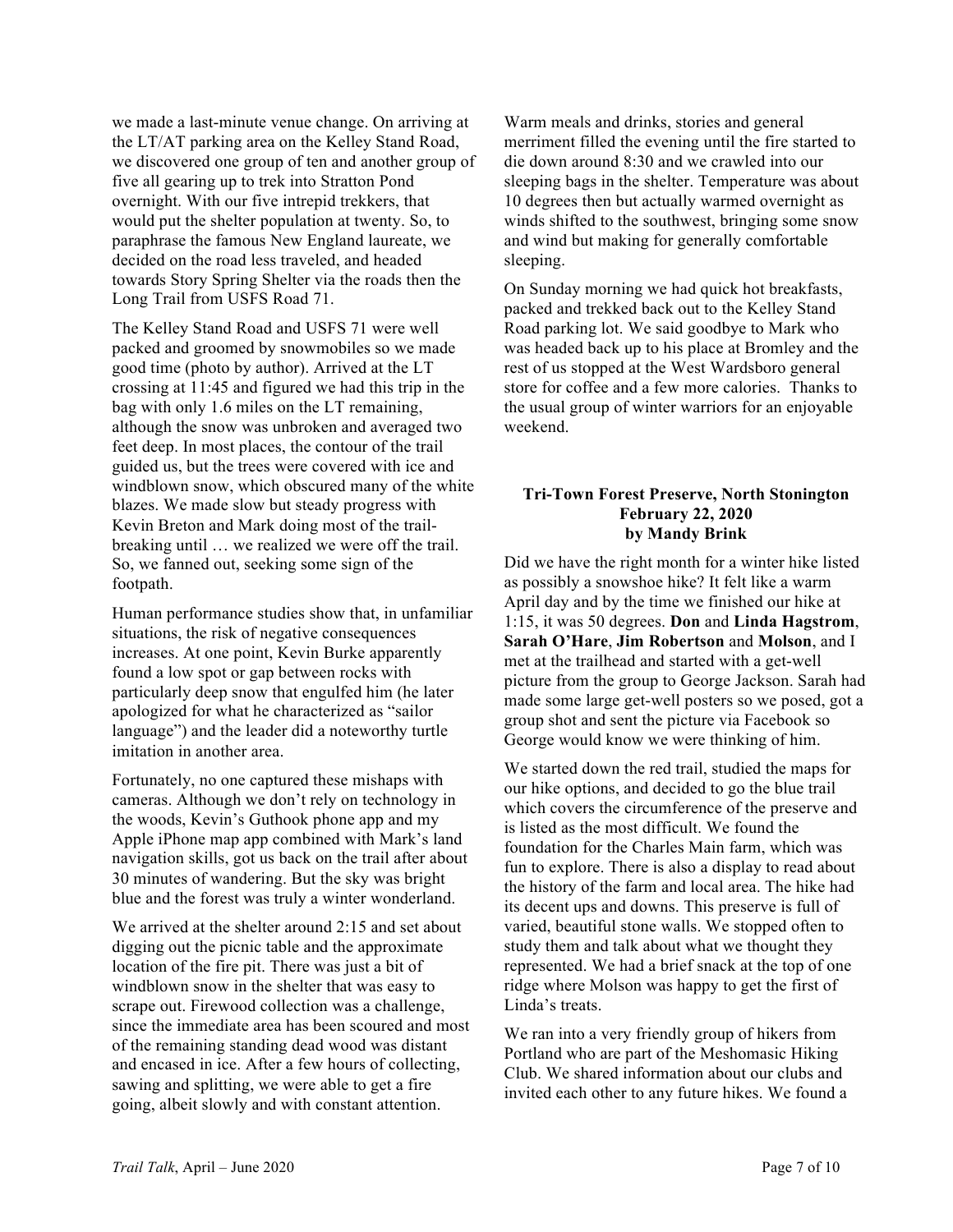we made a last-minute venue change. On arriving at the LT/AT parking area on the Kelley Stand Road, we discovered one group of ten and another group of five all gearing up to trek into Stratton Pond overnight. With our five intrepid trekkers, that would put the shelter population at twenty. So, to paraphrase the famous New England laureate, we decided on the road less traveled, and headed towards Story Spring Shelter via the roads then the Long Trail from USFS Road 71.

The Kelley Stand Road and USFS 71 were well packed and groomed by snowmobiles so we made good time (photo by author). Arrived at the LT crossing at 11:45 and figured we had this trip in the bag with only 1.6 miles on the LT remaining, although the snow was unbroken and averaged two feet deep. In most places, the contour of the trail guided us, but the trees were covered with ice and windblown snow, which obscured many of the white blazes. We made slow but steady progress with Kevin Breton and Mark doing most of the trail-breaking until … we realized we were off the trail. So, we fanned out, seeking some sign of the footpath.

Human performance studies show that, in unfamiliar situations, the risk of negative consequences increases. At one point, Kevin Burke apparently found a low spot or gap between rocks with particularly deep snow that engulfed him (he later apologized for what he characterized as "sailor language") and the leader did a noteworthy turtle imitation in another area.

Fortunately, no one captured these mishaps with cameras. Although we don't rely on technology in the woods, Kevin's Guthook phone app and my Apple iPhone map app combined with Mark's land navigation skills, got us back on the trail after about 30 minutes of wandering. But the sky was bright blue and the forest was truly a winter wonderland.

We arrived at the shelter around 2:15 and set about digging out the picnic table and the approximate location of the fire pit. There was just a bit of windblown snow in the shelter that was easy to scrape out. Firewood collection was a challenge, since the immediate area has been scoured and most of the remaining standing dead wood was distant and encased in ice. After a few hours of collecting, sawing and splitting, we were able to get a fire going, albeit slowly and with constant attention.

Warm meals and drinks, stories and general merriment filled the evening until the fire started to die down around 8:30 and we crawled into our sleeping bags in the shelter. Temperature was about 10 degrees then but actually warmed overnight as winds shifted to the southwest, bringing some snow and wind but making for generally comfortable sleeping.

On Sunday morning we had quick hot breakfasts, packed and trekked back out to the Kelley Stand Road parking lot. We said goodbye to Mark who was headed back up to his place at Bromley and the rest of us stopped at the West Wardsboro general store for coffee and a few more calories. Thanks to the usual group of winter warriors for an enjoyable weekend.

### Tri-Town Forest Preserve, North Stonington
### February 22, 2020
### by Mandy Brink

Did we have the right month for a winter hike listed as possibly a snowshoe hike? It felt like a warm April day and by the time we finished our hike at 1:15, it was 50 degrees. **Don** and **Linda Hagstrom**, **Sarah O'Hare**, **Jim Robertson** and **Molson**, and I met at the trailhead and started with a get-well picture from the group to George Jackson. Sarah had made some large get-well posters so we posed, got a group shot and sent the picture via Facebook so George would know we were thinking of him.

We started down the red trail, studied the maps for our hike options, and decided to go the blue trail which covers the circumference of the preserve and is listed as the most difficult. We found the foundation for the Charles Main farm, which was fun to explore. There is also a display to read about the history of the farm and local area. The hike had its decent ups and downs. This preserve is full of varied, beautiful stone walls. We stopped often to study them and talk about what we thought they represented. We had a brief snack at the top of one ridge where Molson was happy to get the first of Linda's treats.

We ran into a very friendly group of hikers from Portland who are part of the Meshomasic Hiking Club. We shared information about our clubs and invited each other to any future hikes. We found a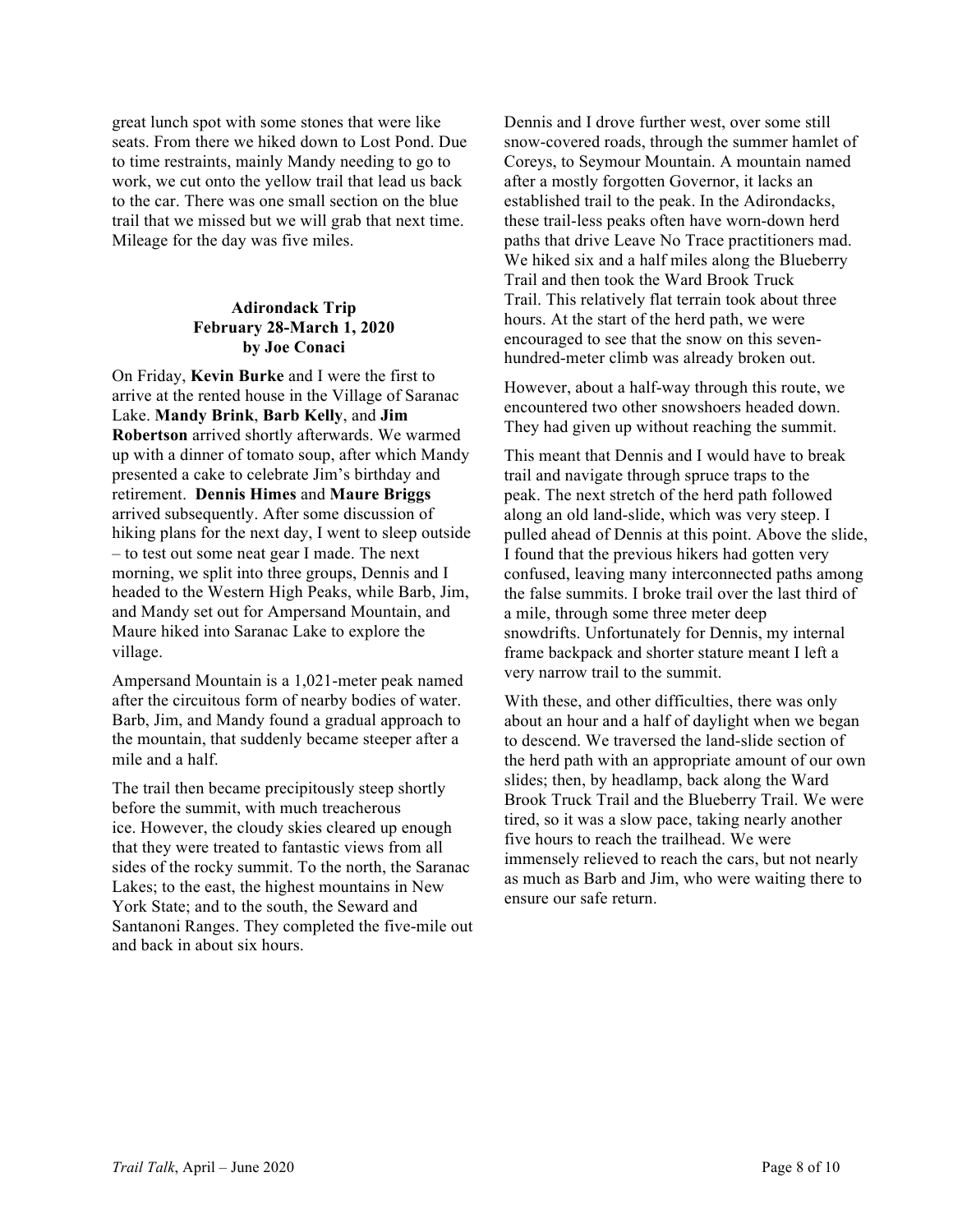great lunch spot with some stones that were like seats. From there we hiked down to Lost Pond. Due to time restraints, mainly Mandy needing to go to work, we cut onto the yellow trail that lead us back to the car. There was one small section on the blue trail that we missed but we will grab that next time. Mileage for the day was five miles.

### Adirondack Trip
### February 28-March 1, 2020
### by Joe Conaci

On Friday, **Kevin Burke** and I were the first to arrive at the rented house in the Village of Saranac Lake. **Mandy Brink**, **Barb Kelly**, and **Jim Robertson** arrived shortly afterwards. We warmed up with a dinner of tomato soup, after which Mandy presented a cake to celebrate Jim's birthday and retirement. **Dennis Himes** and **Maure Briggs** arrived subsequently. After some discussion of hiking plans for the next day, I went to sleep outside – to test out some neat gear I made. The next morning, we split into three groups, Dennis and I headed to the Western High Peaks, while Barb, Jim, and Mandy set out for Ampersand Mountain, and Maure hiked into Saranac Lake to explore the village.

Ampersand Mountain is a 1,021-meter peak named after the circuitous form of nearby bodies of water. Barb, Jim, and Mandy found a gradual approach to the mountain, that suddenly became steeper after a mile and a half.

The trail then became precipitously steep shortly before the summit, with much treacherous ice. However, the cloudy skies cleared up enough that they were treated to fantastic views from all sides of the rocky summit. To the north, the Saranac Lakes; to the east, the highest mountains in New York State; and to the south, the Seward and Santanoni Ranges. They completed the five-mile out and back in about six hours.

Dennis and I drove further west, over some still snow-covered roads, through the summer hamlet of Coreys, to Seymour Mountain. A mountain named after a mostly forgotten Governor, it lacks an established trail to the peak. In the Adirondacks, these trail-less peaks often have worn-down herd paths that drive Leave No Trace practitioners mad. We hiked six and a half miles along the Blueberry Trail and then took the Ward Brook Truck Trail. This relatively flat terrain took about three hours. At the start of the herd path, we were encouraged to see that the snow on this seven-hundred-meter climb was already broken out.

However, about a half-way through this route, we encountered two other snowshoers headed down. They had given up without reaching the summit.

This meant that Dennis and I would have to break trail and navigate through spruce traps to the peak. The next stretch of the herd path followed along an old land-slide, which was very steep. I pulled ahead of Dennis at this point. Above the slide, I found that the previous hikers had gotten very confused, leaving many interconnected paths among the false summits. I broke trail over the last third of a mile, through some three meter deep snowdrifts. Unfortunately for Dennis, my internal frame backpack and shorter stature meant I left a very narrow trail to the summit.

With these, and other difficulties, there was only about an hour and a half of daylight when we began to descend. We traversed the land-slide section of the herd path with an appropriate amount of our own slides; then, by headlamp, back along the Ward Brook Truck Trail and the Blueberry Trail. We were tired, so it was a slow pace, taking nearly another five hours to reach the trailhead. We were immensely relieved to reach the cars, but not nearly as much as Barb and Jim, who were waiting there to ensure our safe return.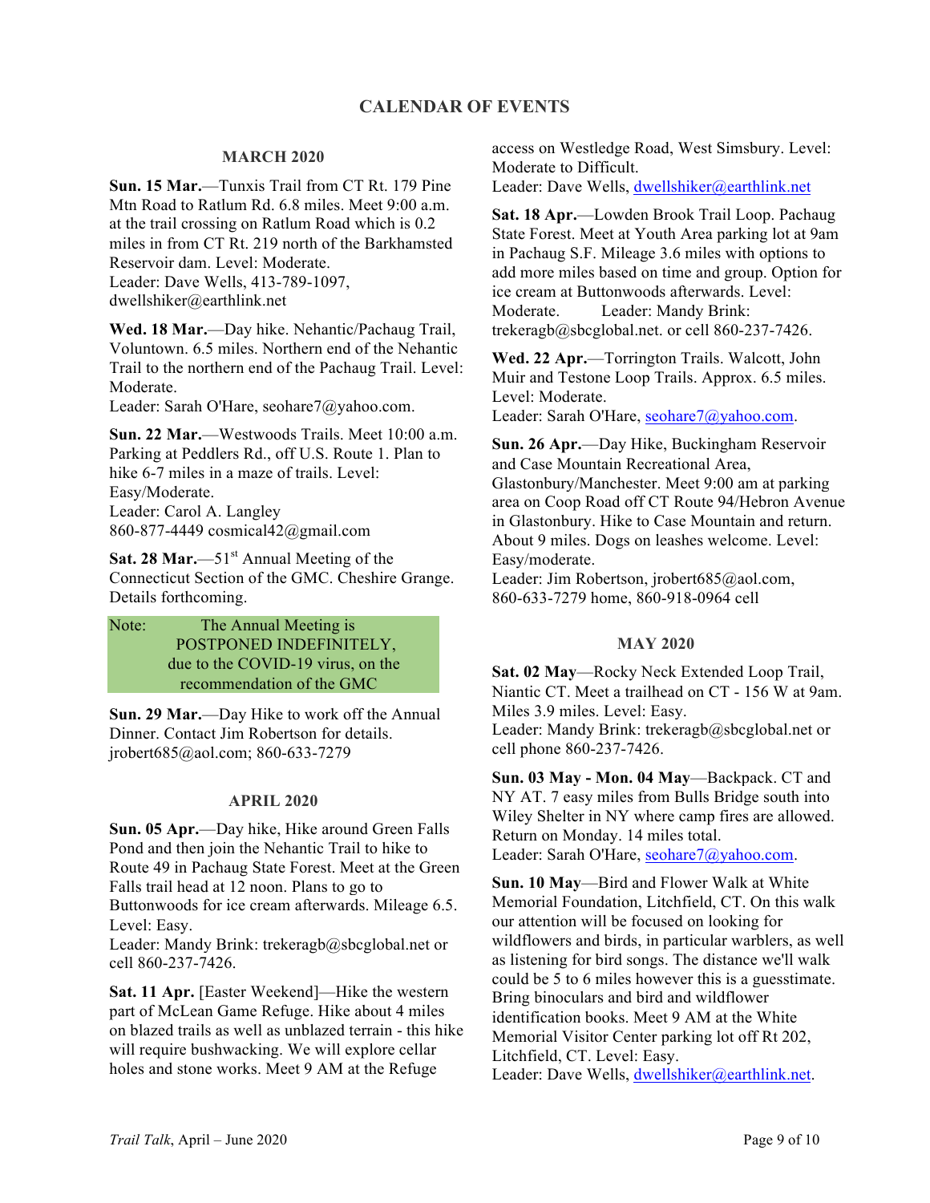## CALENDAR OF EVENTS

### MARCH 2020

**Sun. 15 Mar.**—Tunxis Trail from CT Rt. 179 Pine Mtn Road to Ratlum Rd. 6.8 miles. Meet 9:00 a.m. at the trail crossing on Ratlum Road which is 0.2 miles in from CT Rt. 219 north of the Barkhamsted Reservoir dam. Level: Moderate.
Leader: Dave Wells, 413-789-1097, dwellshiker@earthlink.net

**Wed. 18 Mar.**—Day hike. Nehantic/Pachaug Trail, Voluntown. 6.5 miles. Northern end of the Nehantic Trail to the northern end of the Pachaug Trail. Level: Moderate.
Leader: Sarah O'Hare, seohare7@yahoo.com.

**Sun. 22 Mar.**—Westwoods Trails. Meet 10:00 a.m. Parking at Peddlers Rd., off U.S. Route 1. Plan to hike 6-7 miles in a maze of trails. Level: Easy/Moderate.
Leader: Carol A. Langley
860-877-4449 cosmical42@gmail.com

**Sat. 28 Mar.**—51st Annual Meeting of the Connecticut Section of the GMC. Cheshire Grange. Details forthcoming.

Note: The Annual Meeting is POSTPONED INDEFINITELY, due to the COVID-19 virus, on the recommendation of the GMC

**Sun. 29 Mar.**—Day Hike to work off the Annual Dinner. Contact Jim Robertson for details. jrobert685@aol.com; 860-633-7279

### APRIL 2020

**Sun. 05 Apr.**—Day hike, Hike around Green Falls Pond and then join the Nehantic Trail to hike to Route 49 in Pachaug State Forest. Meet at the Green Falls trail head at 12 noon. Plans to go to Buttonwoods for ice cream afterwards. Mileage 6.5. Level: Easy.
Leader: Mandy Brink: trekeragb@sbcglobal.net or cell 860-237-7426.

**Sat. 11 Apr.** [Easter Weekend]—Hike the western part of McLean Game Refuge. Hike about 4 miles on blazed trails as well as unblazed terrain - this hike will require bushwacking. We will explore cellar holes and stone works. Meet 9 AM at the Refuge access on Westledge Road, West Simsbury. Level: Moderate to Difficult.
Leader: Dave Wells, dwellshiker@earthlink.net

**Sat. 18 Apr.**—Lowden Brook Trail Loop. Pachaug State Forest. Meet at Youth Area parking lot at 9am in Pachaug S.F. Mileage 3.6 miles with options to add more miles based on time and group. Option for ice cream at Buttonwoods afterwards. Level: Moderate. Leader: Mandy Brink: trekeragb@sbcglobal.net. or cell 860-237-7426.

**Wed. 22 Apr.**—Torrington Trails. Walcott, John Muir and Testone Loop Trails. Approx. 6.5 miles. Level: Moderate.
Leader: Sarah O'Hare, seohare7@yahoo.com.

**Sun. 26 Apr.**—Day Hike, Buckingham Reservoir and Case Mountain Recreational Area, Glastonbury/Manchester. Meet 9:00 am at parking area on Coop Road off CT Route 94/Hebron Avenue in Glastonbury. Hike to Case Mountain and return. About 9 miles. Dogs on leashes welcome. Level: Easy/moderate.
Leader: Jim Robertson, jrobert685@aol.com, 860-633-7279 home, 860-918-0964 cell

### MAY 2020

**Sat. 02 May**—Rocky Neck Extended Loop Trail, Niantic CT. Meet a trailhead on CT - 156 W at 9am. Miles 3.9 miles. Level: Easy.
Leader: Mandy Brink: trekeragb@sbcglobal.net or cell phone 860-237-7426.

**Sun. 03 May - Mon. 04 May**—Backpack. CT and NY AT. 7 easy miles from Bulls Bridge south into Wiley Shelter in NY where camp fires are allowed. Return on Monday. 14 miles total.
Leader: Sarah O'Hare, seohare7@yahoo.com.

**Sun. 10 May**—Bird and Flower Walk at White Memorial Foundation, Litchfield, CT. On this walk our attention will be focused on looking for wildflowers and birds, in particular warblers, as well as listening for bird songs. The distance we'll walk could be 5 to 6 miles however this is a guesstimate. Bring binoculars and bird and wildflower identification books. Meet 9 AM at the White Memorial Visitor Center parking lot off Rt 202, Litchfield, CT. Level: Easy.
Leader: Dave Wells, dwellshiker@earthlink.net.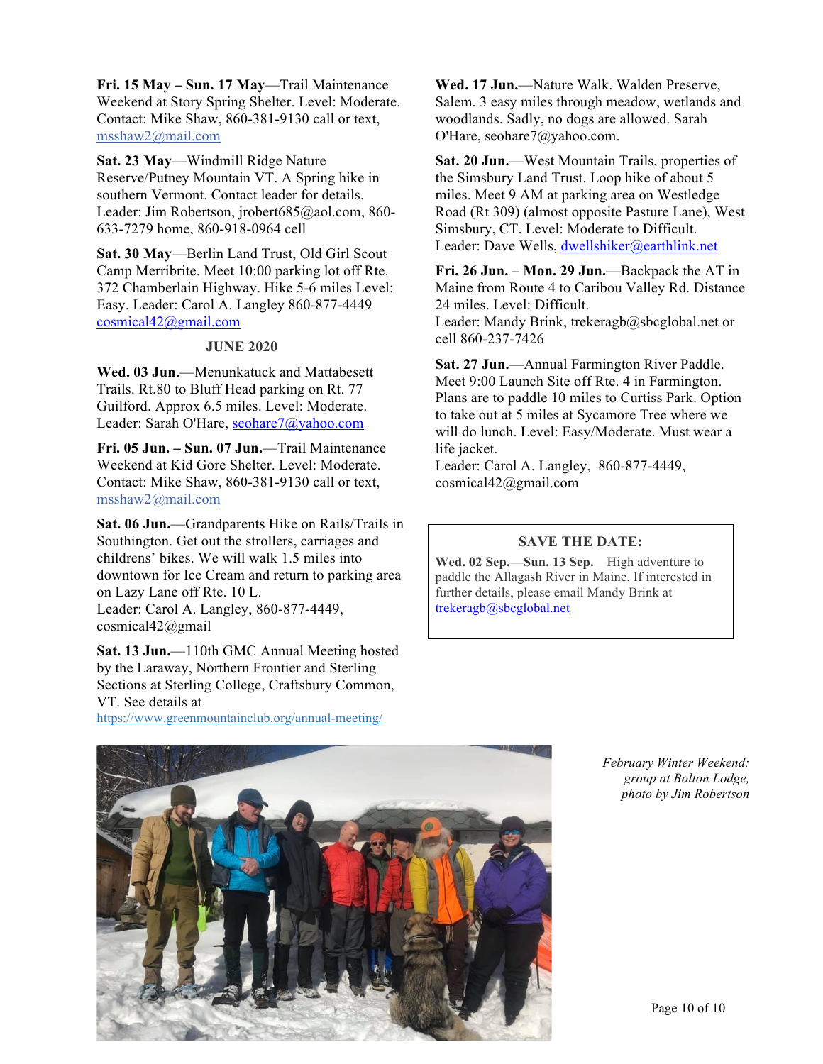**Fri. 15 May – Sun. 17 May**—Trail Maintenance Weekend at Story Spring Shelter. Level: Moderate. Contact: Mike Shaw, 860-381-9130 call or text, msshaw2@mail.com

**Sat. 23 May**—Windmill Ridge Nature Reserve/Putney Mountain VT. A Spring hike in southern Vermont. Contact leader for details. Leader: Jim Robertson, jrobert685@aol.com, 860-633-7279 home, 860-918-0964 cell

**Sat. 30 May**—Berlin Land Trust, Old Girl Scout Camp Merribrite. Meet 10:00 parking lot off Rte. 372 Chamberlain Highway. Hike 5-6 miles Level: Easy. Leader: Carol A. Langley 860-877-4449 cosmical42@gmail.com

## JUNE 2020

**Wed. 03 Jun.**—Menunkatuck and Mattabesett Trails. Rt.80 to Bluff Head parking on Rt. 77 Guilford. Approx 6.5 miles. Level: Moderate. Leader: Sarah O'Hare, seohare7@yahoo.com

**Fri. 05 Jun. – Sun. 07 Jun.**—Trail Maintenance Weekend at Kid Gore Shelter. Level: Moderate. Contact: Mike Shaw, 860-381-9130 call or text, msshaw2@mail.com

**Sat. 06 Jun.**—Grandparents Hike on Rails/Trails in Southington. Get out the strollers, carriages and childrens' bikes. We will walk 1.5 miles into downtown for Ice Cream and return to parking area on Lazy Lane off Rte. 10 L.
Leader: Carol A. Langley, 860-877-4449, cosmical42@gmail

**Sat. 13 Jun.**—110th GMC Annual Meeting hosted by the Laraway, Northern Frontier and Sterling Sections at Sterling College, Craftsbury Common, VT. See details at https://www.greenmountainclub.org/annual-meeting/

**Wed. 17 Jun.**—Nature Walk. Walden Preserve, Salem. 3 easy miles through meadow, wetlands and woodlands. Sadly, no dogs are allowed. Sarah O'Hare, seohare7@yahoo.com.

**Sat. 20 Jun.**—West Mountain Trails, properties of the Simsbury Land Trust. Loop hike of about 5 miles. Meet 9 AM at parking area on Westledge Road (Rt 309) (almost opposite Pasture Lane), West Simsbury, CT. Level: Moderate to Difficult. Leader: Dave Wells, dwellshiker@earthlink.net

**Fri. 26 Jun. – Mon. 29 Jun.**—Backpack the AT in Maine from Route 4 to Caribou Valley Rd. Distance 24 miles. Level: Difficult.
Leader: Mandy Brink, trekeragb@sbcglobal.net or cell 860-237-7426

**Sat. 27 Jun.**—Annual Farmington River Paddle. Meet 9:00 Launch Site off Rte. 4 in Farmington. Plans are to paddle 10 miles to Curtiss Park. Option to take out at 5 miles at Sycamore Tree where we will do lunch. Level: Easy/Moderate. Must wear a life jacket.
Leader: Carol A. Langley, 860-877-4449, cosmical42@gmail.com

### SAVE THE DATE:

**Wed. 02 Sep.—Sun. 13 Sep.**—High adventure to paddle the Allagash River in Maine. If interested in further details, please email Mandy Brink at trekeragb@sbcglobal.net

*February Winter Weekend: group at Bolton Lodge, photo by Jim Robertson*